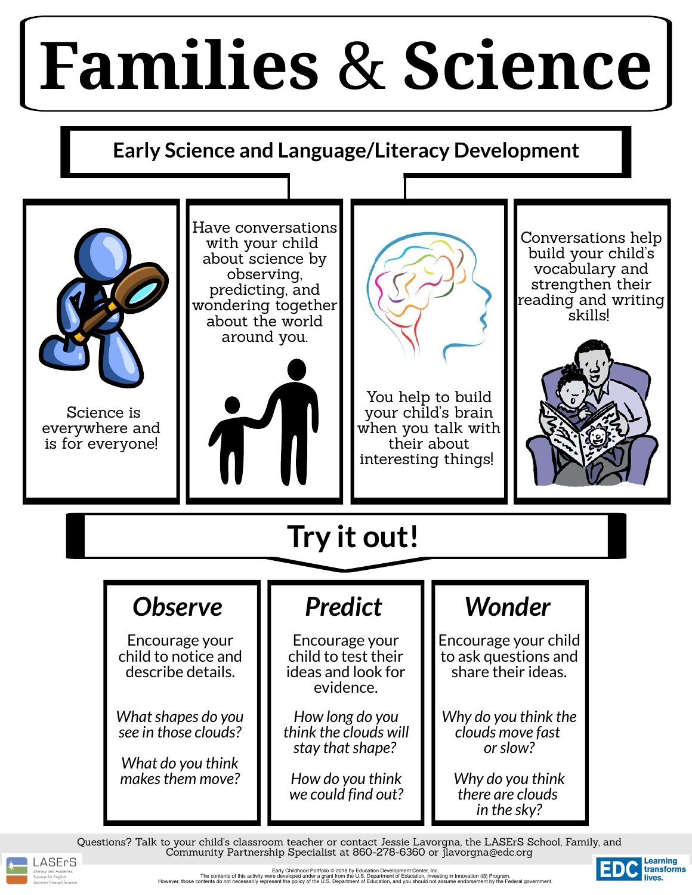# Families & Science

## Early Science and Language/Literacy Development

Science is everywhere and is for everyone!

Have conversations with your child about science by observing, predicting, and wondering together about the world around you.

You help to build your child's brain when you talk with their about interesting things!

Conversations help build your child's vocabulary and strengthen their reading and writing skills!

## Try it out!

### *Observe*

Encourage your child to notice and describe details.

*What shapes do you see in those clouds?*

*What do you think makes them move?*

### *Predict*

Encourage your child to test their ideas and look for evidence.

*How long do you think the clouds will stay that shape?*

*How do you think we could find out?*

### *Wonder*

Encourage your child to ask questions and share their ideas.

*Why do you think the clouds move fast or slow?*

*Why do you think there are clouds in the sky?*

Questions? Talk to your child's classroom teacher or contact Jessie Lavorgna, the LASErS School, Family, and Community Partnership Specialist at 860-278-6360 or jlavorgna@edc.org

LASErS Literacy and Academic Success for English Learners through Science

Early Childhood Portfolio © 2018 by Education Development Center, Inc.
The contents of this activity were developed under a grant from the U.S. Department of Education, Investing in Innovation (i3) Program.
However, those contents do not necessarily represent the policy of the U.S. Department of Education, and you should not assume endorsement by the Federal government.

EDC Learning transforms lives.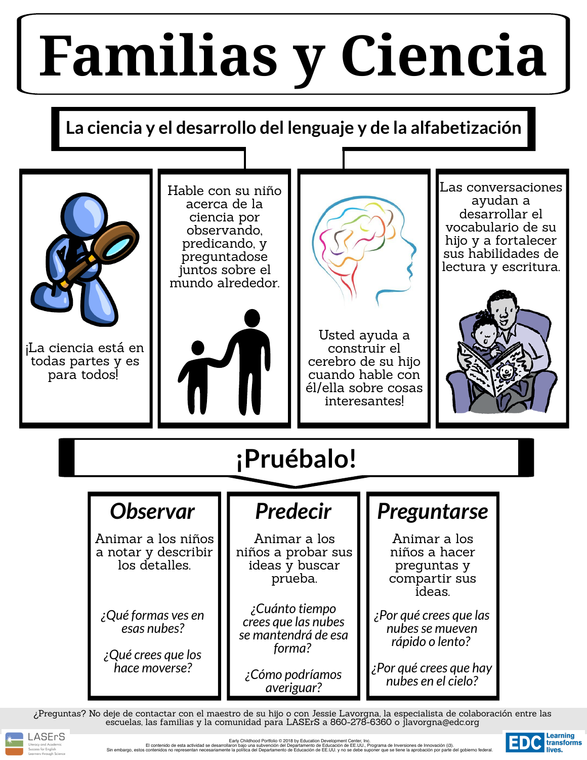# Familias y Ciencia

## La ciencia y el desarrollo del lenguaje y de la alfabetización

¡La ciencia está en todas partes y es para todos!

Hable con su niño acerca de la ciencia por observando, predicando, y preguntadose juntos sobre el mundo alrededor.

Usted ayuda a construir el cerebro de su hijo cuando hable con él/ella sobre cosas interesantes!

Las conversaciones ayudan a desarrollar el vocabulario de su hijo y a fortalecer sus habilidades de lectura y escritura.

## ¡Pruébalo!

### *Observar*

Animar a los niños a notar y describir los detalles.

*¿Qué formas ves en esas nubes?*

*¿Qué crees que los hace moverse?*

### *Predecir*

Animar a los niños a probar sus ideas y buscar prueba.

*¿Cuánto tiempo crees que las nubes se mantendrá de esa forma?*

*¿Cómo podríamos averiguar?*

### *Preguntarse*

Animar a los niños a hacer preguntas y compartir sus ideas.

*¿Por qué crees que las nubes se mueven rápido o lento?*

*¿Por qué crees que hay nubes en el cielo?*

¿Preguntas? No deje de contactar con el maestro de su hijo o con Jessie Lavorgna, la especialista de colaboración entre las escuelas, las familias y la comunidad para LASErS a 860-278-6360 o jlavorgna@edc.org

LASErS Literacy and Academic Success for English Learners through Science

Early Childhood Portfolio © 2018 by Education Development Center, Inc.
El contenido de esta actividad se desarrollaron bajo una subvención del Departamento de Educación de EE.UU., Programa de Inversiones de Innovación (i3).
Sin embargo, estos contenidos no representan necesariamente la política del Departamento de Educación de EE.UU. y no se debe suponer que se tiene la aprobación por parte del gobierno federal.

EDC Learning transforms lives.